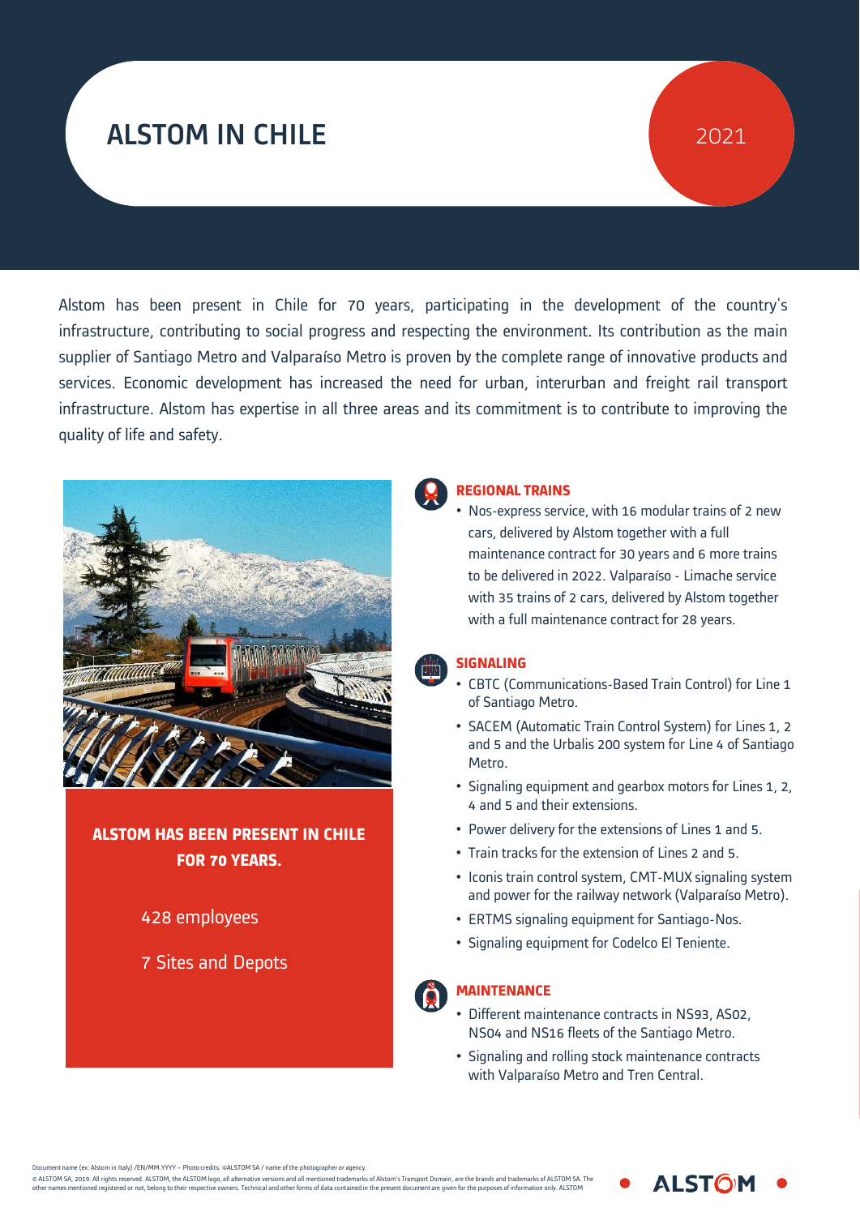# ALSTOM IN CHILE

2021

Alstom has been present in Chile for 70 years, participating in the development of the country's infrastructure, contributing to social progress and respecting the environment. Its contribution as the main supplier of Santiago Metro and Valparaíso Metro is proven by the complete range of innovative products and services. Economic development has increased the need for urban, interurban and freight rail transport infrastructure. Alstom has expertise in all three areas and its commitment is to contribute to improving the quality of life and safety.

**ALSTOM HAS BEEN PRESENT IN CHILE FOR 70 YEARS.**

428 employees

7 Sites and Depots

## REGIONAL TRAINS

- Nos-express service, with 16 modular trains of 2 new cars, delivered by Alstom together with a full maintenance contract for 30 years and 6 more trains to be delivered in 2022. Valparaíso - Limache service with 35 trains of 2 cars, delivered by Alstom together with a full maintenance contract for 28 years.

## SIGNALING

- CBTC (Communications-Based Train Control) for Line 1 of Santiago Metro.
- SACEM (Automatic Train Control System) for Lines 1, 2 and 5 and the Urbalis 200 system for Line 4 of Santiago Metro.
- Signaling equipment and gearbox motors for Lines 1, 2, 4 and 5 and their extensions.
- Power delivery for the extensions of Lines 1 and 5.
- Train tracks for the extension of Lines 2 and 5.
- Iconis train control system, CMT-MUX signaling system and power for the railway network (Valparaíso Metro).
- ERTMS signaling equipment for Santiago-Nos.
- Signaling equipment for Codelco El Teniente.

## MAINTENANCE

- Different maintenance contracts in NS93, AS02, NS04 and NS16 fleets of the Santiago Metro.
- Signaling and rolling stock maintenance contracts with Valparaíso Metro and Tren Central.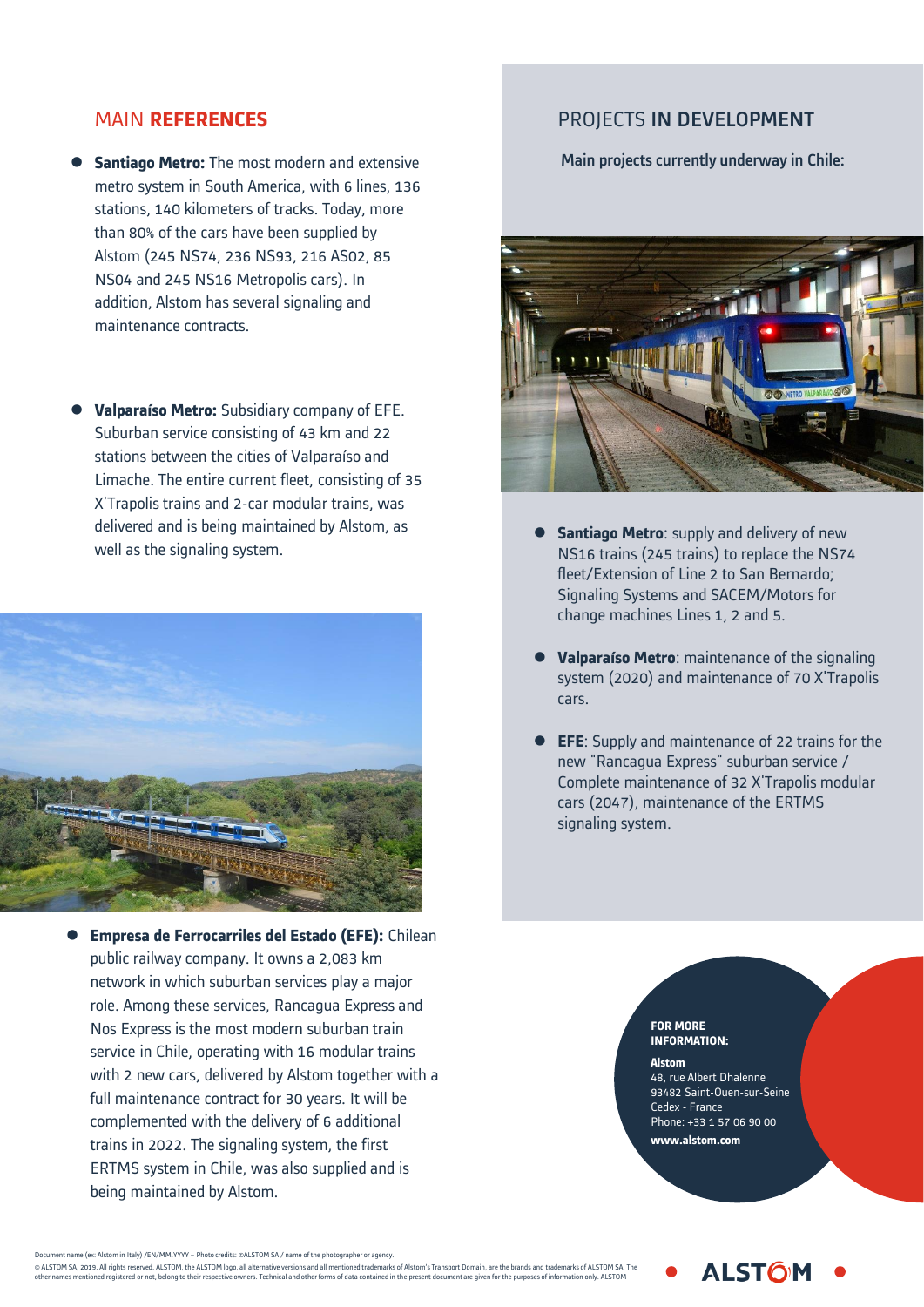## MAIN **REFERENCES**

- **Santiago Metro:** The most modern and extensive metro system in South America, with 6 lines, 136 stations, 140 kilometers of tracks. Today, more than 80% of the cars have been supplied by Alstom (245 NS74, 236 NS93, 216 AS02, 85 NS04 and 245 NS16 Metropolis cars). In addition, Alstom has several signaling and maintenance contracts.

- **Valparaíso Metro:** Subsidiary company of EFE. Suburban service consisting of 43 km and 22 stations between the cities of Valparaíso and Limache. The entire current fleet, consisting of 35 X'Trapolis trains and 2-car modular trains, was delivered and is being maintained by Alstom, as well as the signaling system.

- **Empresa de Ferrocarriles del Estado (EFE):** Chilean public railway company. It owns a 2,083 km network in which suburban services play a major role. Among these services, Rancagua Express and Nos Express is the most modern suburban train service in Chile, operating with 16 modular trains with 2 new cars, delivered by Alstom together with a full maintenance contract for 30 years. It will be complemented with the delivery of 6 additional trains in 2022. The signaling system, the first ERTMS system in Chile, was also supplied and is being maintained by Alstom.

## PROJECTS **IN DEVELOPMENT**

**Main projects currently underway in Chile:**

- **Santiago Metro**: supply and delivery of new NS16 trains (245 trains) to replace the NS74 fleet/Extension of Line 2 to San Bernardo; Signaling Systems and SACEM/Motors for change machines Lines 1, 2 and 5.

- **Valparaíso Metro**: maintenance of the signaling system (2020) and maintenance of 70 X'Trapolis cars.

- **EFE**: Supply and maintenance of 22 trains for the new "Rancagua Express" suburban service / Complete maintenance of 32 X'Trapolis modular cars (2047), maintenance of the ERTMS signaling system.

**FOR MORE INFORMATION:**

**Alstom**
48, rue Albert Dhalenne
93482 Saint-Ouen-sur-Seine
Cedex - France
Phone: +33 1 57 06 90 00
**www.alstom.com**

Document name (ex: Alstom in Italy) /EN/MM.YYYY – Photo credits: ©ALSTOM SA / name of the photographer or agency.

© ALSTOM SA, 2019. All rights reserved. ALSTOM, the ALSTOM logo, all alternative versions and all mentioned trademarks of Alstom's Transport Domain, are the brands and trademarks of ALSTOM SA. The other names mentioned registered or not, belong to their respective owners. Technical and other forms of data contained in the present document are given for the purposes of information only. ALSTOM

ALSTOM